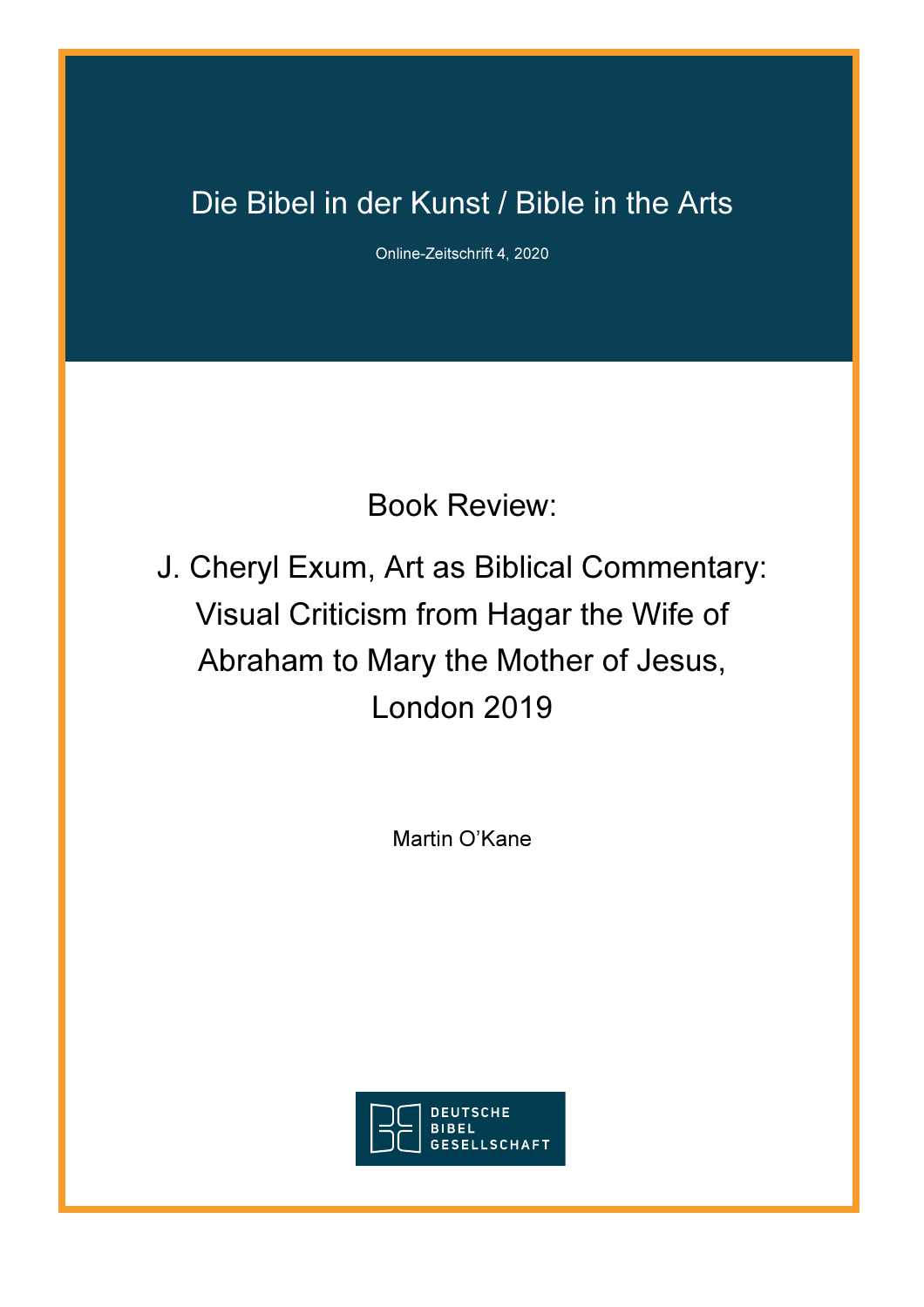Die Bibel in der Kunst / Bible in the Arts

Online-Zeitschrift 4, 2020

# Book Review:

# J. Cheryl Exum, Art as Biblical Commentary: Visual Criticism from Hagar the Wife of Abraham to Mary the Mother of Jesus, London 2019

Martin O'Kane

DEUTSCHE BIBEL GESELLSCHAFT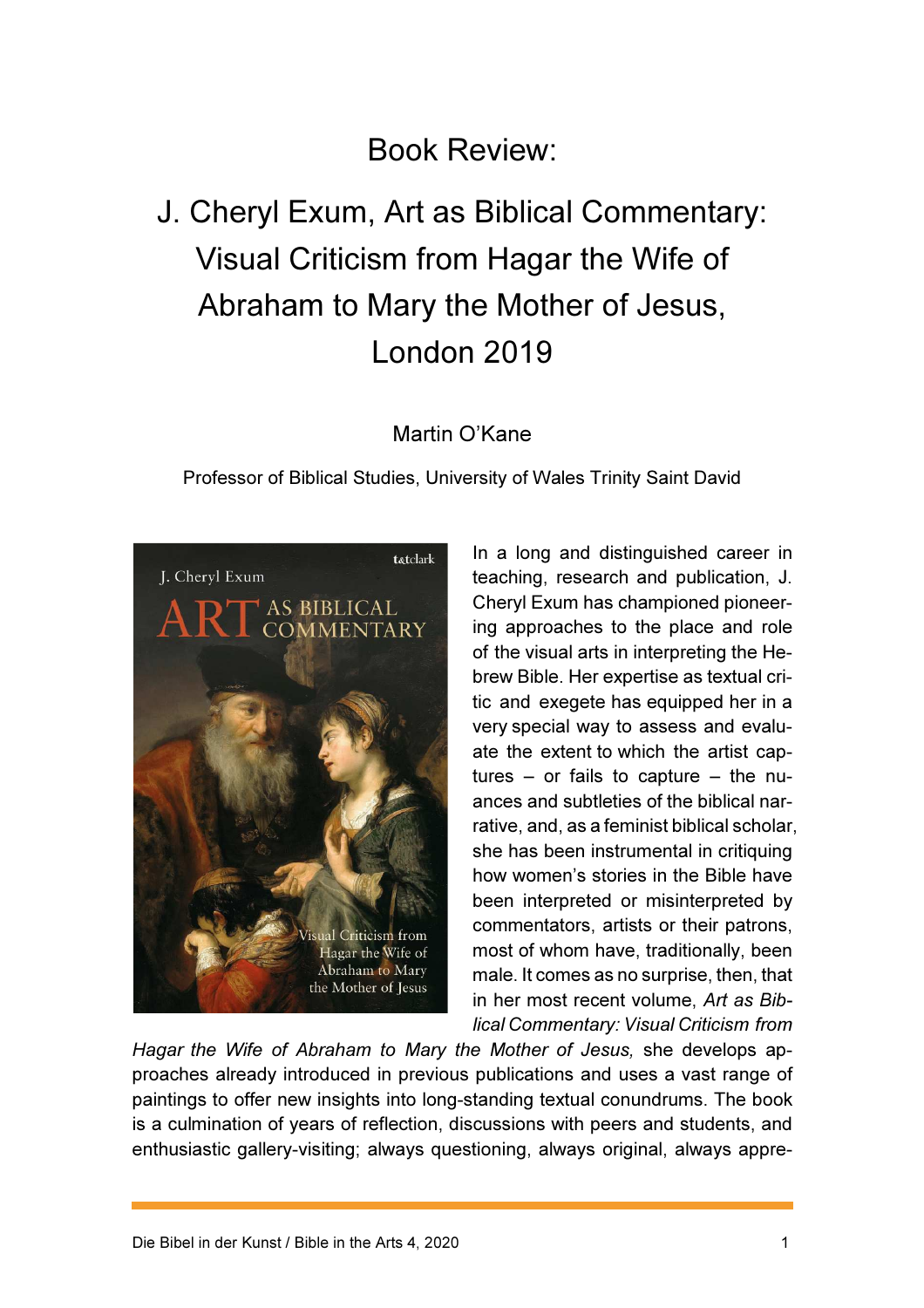# Book Review:

# J. Cheryl Exum, Art as Biblical Commentary: Visual Criticism from Hagar the Wife of Abraham to Mary the Mother of Jesus, London 2019

Martin O'Kane

Professor of Biblical Studies, University of Wales Trinity Saint David

In a long and distinguished career in teaching, research and publication, J. Cheryl Exum has championed pioneering approaches to the place and role of the visual arts in interpreting the Hebrew Bible. Her expertise as textual critic and exegete has equipped her in a very special way to assess and evaluate the extent to which the artist captures – or fails to capture – the nuances and subtleties of the biblical narrative, and, as a feminist biblical scholar, she has been instrumental in critiquing how women's stories in the Bible have been interpreted or misinterpreted by commentators, artists or their patrons, most of whom have, traditionally, been male. It comes as no surprise, then, that in her most recent volume, *Art as Biblical Commentary: Visual Criticism from Hagar the Wife of Abraham to Mary the Mother of Jesus,* she develops approaches already introduced in previous publications and uses a vast range of paintings to offer new insights into long-standing textual conundrums. The book is a culmination of years of reflection, discussions with peers and students, and enthusiastic gallery-visiting; always questioning, always original, always appre-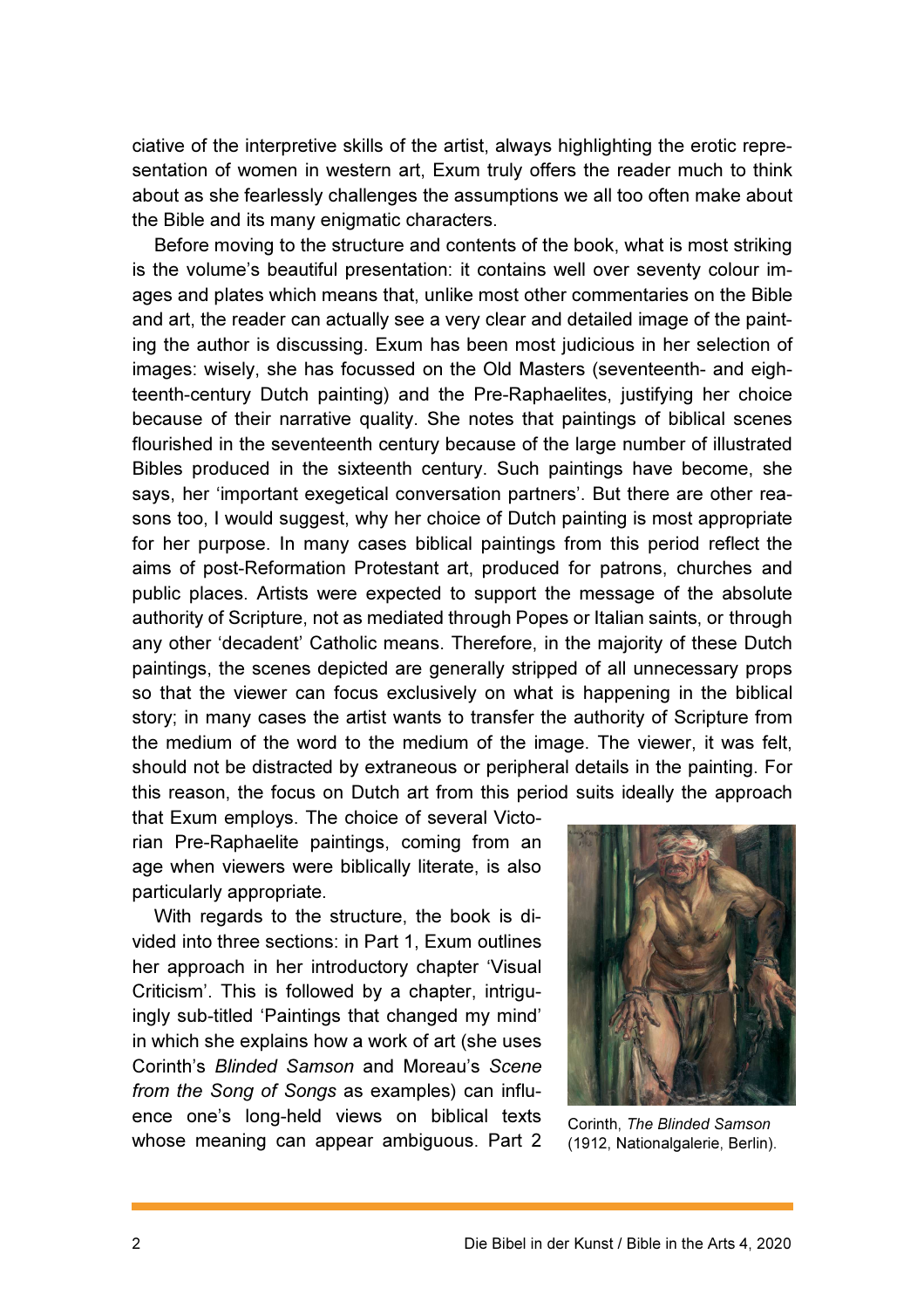ciative of the interpretive skills of the artist, always highlighting the erotic representation of women in western art, Exum truly offers the reader much to think about as she fearlessly challenges the assumptions we all too often make about the Bible and its many enigmatic characters.

Before moving to the structure and contents of the book, what is most striking is the volume's beautiful presentation: it contains well over seventy colour images and plates which means that, unlike most other commentaries on the Bible and art, the reader can actually see a very clear and detailed image of the painting the author is discussing. Exum has been most judicious in her selection of images: wisely, she has focussed on the Old Masters (seventeenth- and eighteenth-century Dutch painting) and the Pre-Raphaelites, justifying her choice because of their narrative quality. She notes that paintings of biblical scenes flourished in the seventeenth century because of the large number of illustrated Bibles produced in the sixteenth century. Such paintings have become, she says, her 'important exegetical conversation partners'. But there are other reasons too, I would suggest, why her choice of Dutch painting is most appropriate for her purpose. In many cases biblical paintings from this period reflect the aims of post-Reformation Protestant art, produced for patrons, churches and public places. Artists were expected to support the message of the absolute authority of Scripture, not as mediated through Popes or Italian saints, or through any other 'decadent' Catholic means. Therefore, in the majority of these Dutch paintings, the scenes depicted are generally stripped of all unnecessary props so that the viewer can focus exclusively on what is happening in the biblical story; in many cases the artist wants to transfer the authority of Scripture from the medium of the word to the medium of the image. The viewer, it was felt, should not be distracted by extraneous or peripheral details in the painting. For this reason, the focus on Dutch art from this period suits ideally the approach that Exum employs. The choice of several Victorian Pre-Raphaelite paintings, coming from an age when viewers were biblically literate, is also particularly appropriate.

With regards to the structure, the book is divided into three sections: in Part 1, Exum outlines her approach in her introductory chapter 'Visual Criticism'. This is followed by a chapter, intriguingly sub-titled 'Paintings that changed my mind' in which she explains how a work of art (she uses Corinth's *Blinded Samson* and Moreau's *Scene from the Song of Songs* as examples) can influence one's long-held views on biblical texts whose meaning can appear ambiguous. Part 2

Corinth, *The Blinded Samson* (1912, Nationalgalerie, Berlin).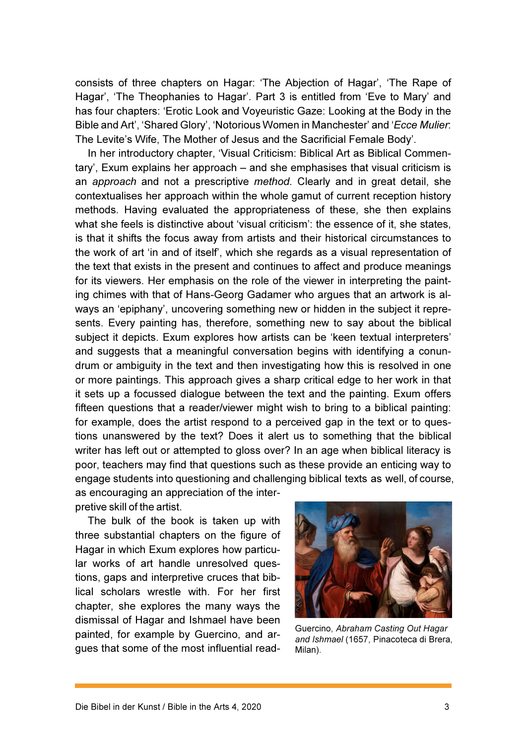consists of three chapters on Hagar: 'The Abjection of Hagar', 'The Rape of Hagar', 'The Theophanies to Hagar'. Part 3 is entitled from 'Eve to Mary' and has four chapters: 'Erotic Look and Voyeuristic Gaze: Looking at the Body in the Bible and Art', 'Shared Glory', 'Notorious Women in Manchester' and '*Ecce Mulier*: The Levite's Wife, The Mother of Jesus and the Sacrificial Female Body'.

In her introductory chapter, 'Visual Criticism: Biblical Art as Biblical Commentary', Exum explains her approach – and she emphasises that visual criticism is an *approach* and not a prescriptive *method*. Clearly and in great detail, she contextualises her approach within the whole gamut of current reception history methods. Having evaluated the appropriateness of these, she then explains what she feels is distinctive about 'visual criticism': the essence of it, she states, is that it shifts the focus away from artists and their historical circumstances to the work of art 'in and of itself', which she regards as a visual representation of the text that exists in the present and continues to affect and produce meanings for its viewers. Her emphasis on the role of the viewer in interpreting the painting chimes with that of Hans-Georg Gadamer who argues that an artwork is always an 'epiphany', uncovering something new or hidden in the subject it represents. Every painting has, therefore, something new to say about the biblical subject it depicts. Exum explores how artists can be 'keen textual interpreters' and suggests that a meaningful conversation begins with identifying a conundrum or ambiguity in the text and then investigating how this is resolved in one or more paintings. This approach gives a sharp critical edge to her work in that it sets up a focussed dialogue between the text and the painting. Exum offers fifteen questions that a reader/viewer might wish to bring to a biblical painting: for example, does the artist respond to a perceived gap in the text or to questions unanswered by the text? Does it alert us to something that the biblical writer has left out or attempted to gloss over? In an age when biblical literacy is poor, teachers may find that questions such as these provide an enticing way to engage students into questioning and challenging biblical texts as well, of course, as encouraging an appreciation of the interpretive skill of the artist.

The bulk of the book is taken up with three substantial chapters on the figure of Hagar in which Exum explores how particular works of art handle unresolved questions, gaps and interpretive cruces that biblical scholars wrestle with. For her first chapter, she explores the many ways the dismissal of Hagar and Ishmael have been painted, for example by Guercino, and argues that some of the most influential read-

Guercino, *Abraham Casting Out Hagar and Ishmael* (1657, Pinacoteca di Brera, Milan).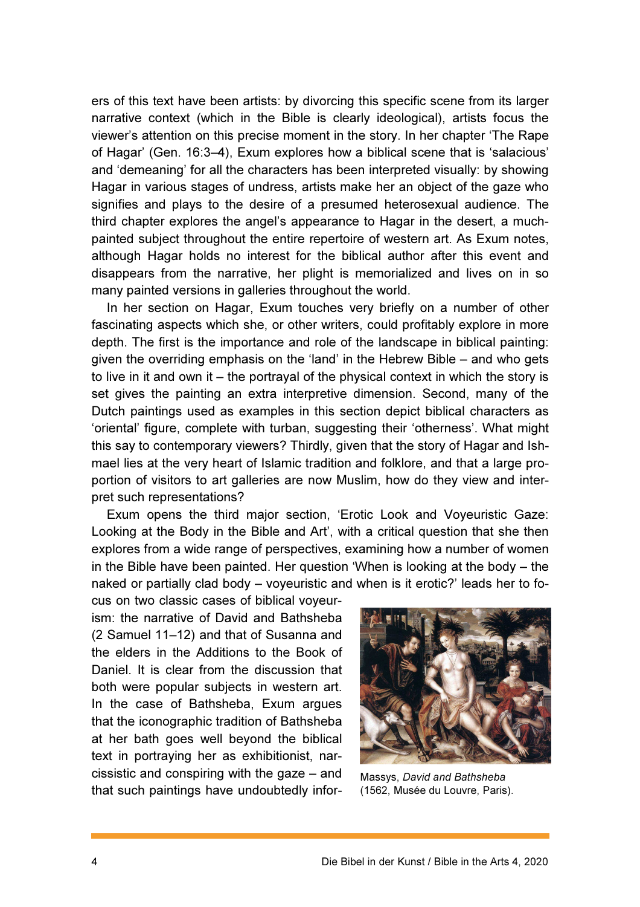ers of this text have been artists: by divorcing this specific scene from its larger narrative context (which in the Bible is clearly ideological), artists focus the viewer's attention on this precise moment in the story. In her chapter 'The Rape of Hagar' (Gen. 16:3–4), Exum explores how a biblical scene that is 'salacious' and 'demeaning' for all the characters has been interpreted visually: by showing Hagar in various stages of undress, artists make her an object of the gaze who signifies and plays to the desire of a presumed heterosexual audience. The third chapter explores the angel's appearance to Hagar in the desert, a much-painted subject throughout the entire repertoire of western art. As Exum notes, although Hagar holds no interest for the biblical author after this event and disappears from the narrative, her plight is memorialized and lives on in so many painted versions in galleries throughout the world.

In her section on Hagar, Exum touches very briefly on a number of other fascinating aspects which she, or other writers, could profitably explore in more depth. The first is the importance and role of the landscape in biblical painting: given the overriding emphasis on the 'land' in the Hebrew Bible – and who gets to live in it and own it – the portrayal of the physical context in which the story is set gives the painting an extra interpretive dimension. Second, many of the Dutch paintings used as examples in this section depict biblical characters as 'oriental' figure, complete with turban, suggesting their 'otherness'. What might this say to contemporary viewers? Thirdly, given that the story of Hagar and Ishmael lies at the very heart of Islamic tradition and folklore, and that a large proportion of visitors to art galleries are now Muslim, how do they view and interpret such representations?

Exum opens the third major section, 'Erotic Look and Voyeuristic Gaze: Looking at the Body in the Bible and Art', with a critical question that she then explores from a wide range of perspectives, examining how a number of women in the Bible have been painted. Her question 'When is looking at the body – the naked or partially clad body – voyeuristic and when is it erotic?' leads her to focus on two classic cases of biblical voyeurism: the narrative of David and Bathsheba (2 Samuel 11–12) and that of Susanna and the elders in the Additions to the Book of Daniel. It is clear from the discussion that both were popular subjects in western art. In the case of Bathsheba, Exum argues that the iconographic tradition of Bathsheba at her bath goes well beyond the biblical text in portraying her as exhibitionist, narcissistic and conspiring with the gaze – and that such paintings have undoubtedly infor-

Massys, *David and Bathsheba* (1562, Musée du Louvre, Paris).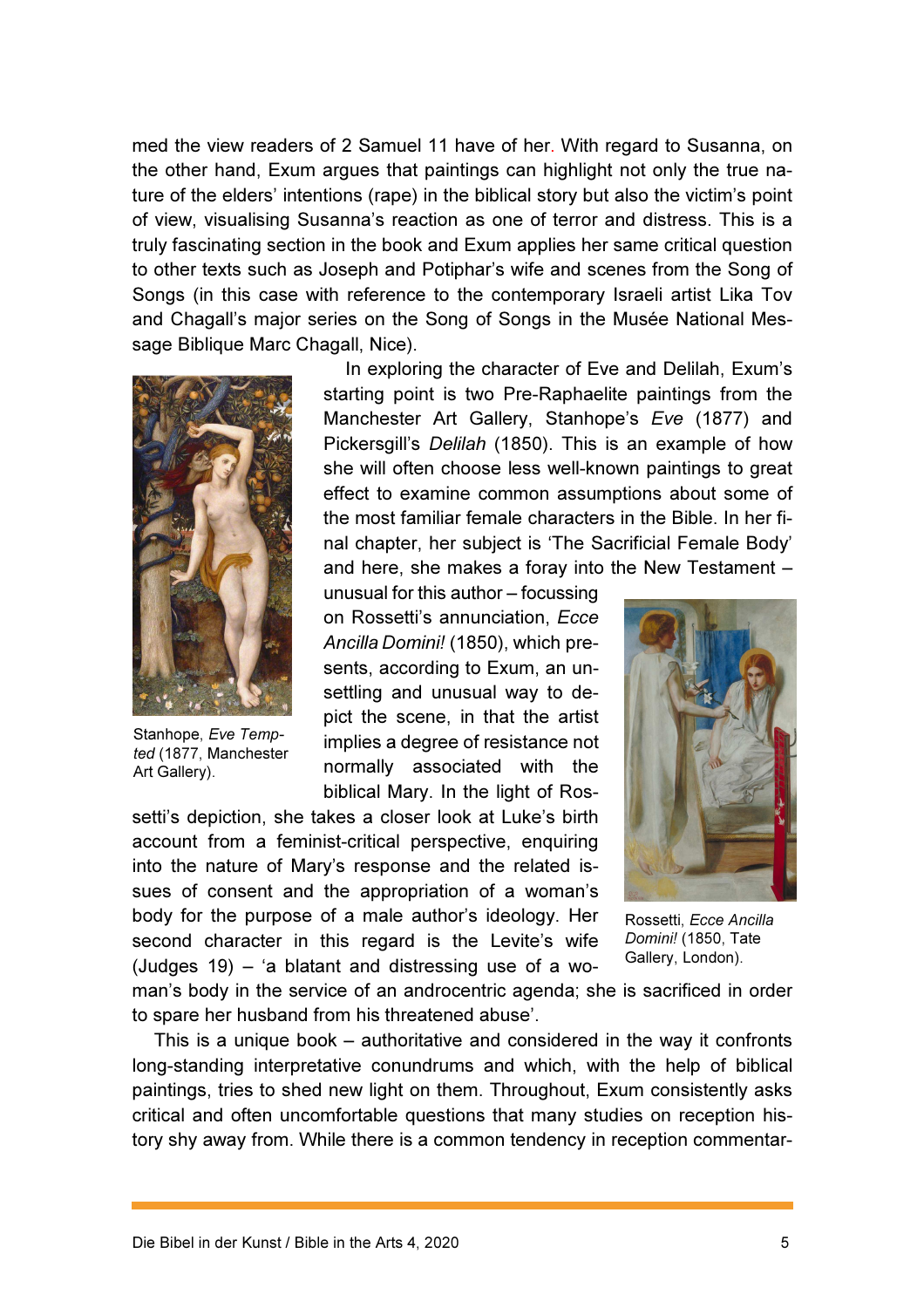med the view readers of 2 Samuel 11 have of her. With regard to Susanna, on the other hand, Exum argues that paintings can highlight not only the true nature of the elders' intentions (rape) in the biblical story but also the victim's point of view, visualising Susanna's reaction as one of terror and distress. This is a truly fascinating section in the book and Exum applies her same critical question to other texts such as Joseph and Potiphar's wife and scenes from the Song of Songs (in this case with reference to the contemporary Israeli artist Lika Tov and Chagall's major series on the Song of Songs in the Musée National Message Biblique Marc Chagall, Nice).

In exploring the character of Eve and Delilah, Exum's starting point is two Pre-Raphaelite paintings from the Manchester Art Gallery, Stanhope's *Eve* (1877) and Pickersgill's *Delilah* (1850). This is an example of how she will often choose less well-known paintings to great effect to examine common assumptions about some of the most familiar female characters in the Bible. In her final chapter, her subject is 'The Sacrificial Female Body' and here, she makes a foray into the New Testament – unusual for this author – focussing on Rossetti's annunciation, *Ecce Ancilla Domini!* (1850), which presents, according to Exum, an unsettling and unusual way to depict the scene, in that the artist implies a degree of resistance not normally associated with the biblical Mary. In the light of Rossetti's depiction, she takes a closer look at Luke's birth account from a feminist-critical perspective, enquiring into the nature of Mary's response and the related issues of consent and the appropriation of a woman's body for the purpose of a male author's ideology. Her second character in this regard is the Levite's wife (Judges 19) – 'a blatant and distressing use of a woman's body in the service of an androcentric agenda; she is sacrificed in order to spare her husband from his threatened abuse'.

Stanhope, *Eve Tempted* (1877, Manchester Art Gallery).

Rossetti, *Ecce Ancilla Domini!* (1850, Tate Gallery, London).

This is a unique book – authoritative and considered in the way it confronts long-standing interpretative conundrums and which, with the help of biblical paintings, tries to shed new light on them. Throughout, Exum consistently asks critical and often uncomfortable questions that many studies on reception history shy away from. While there is a common tendency in reception commentar-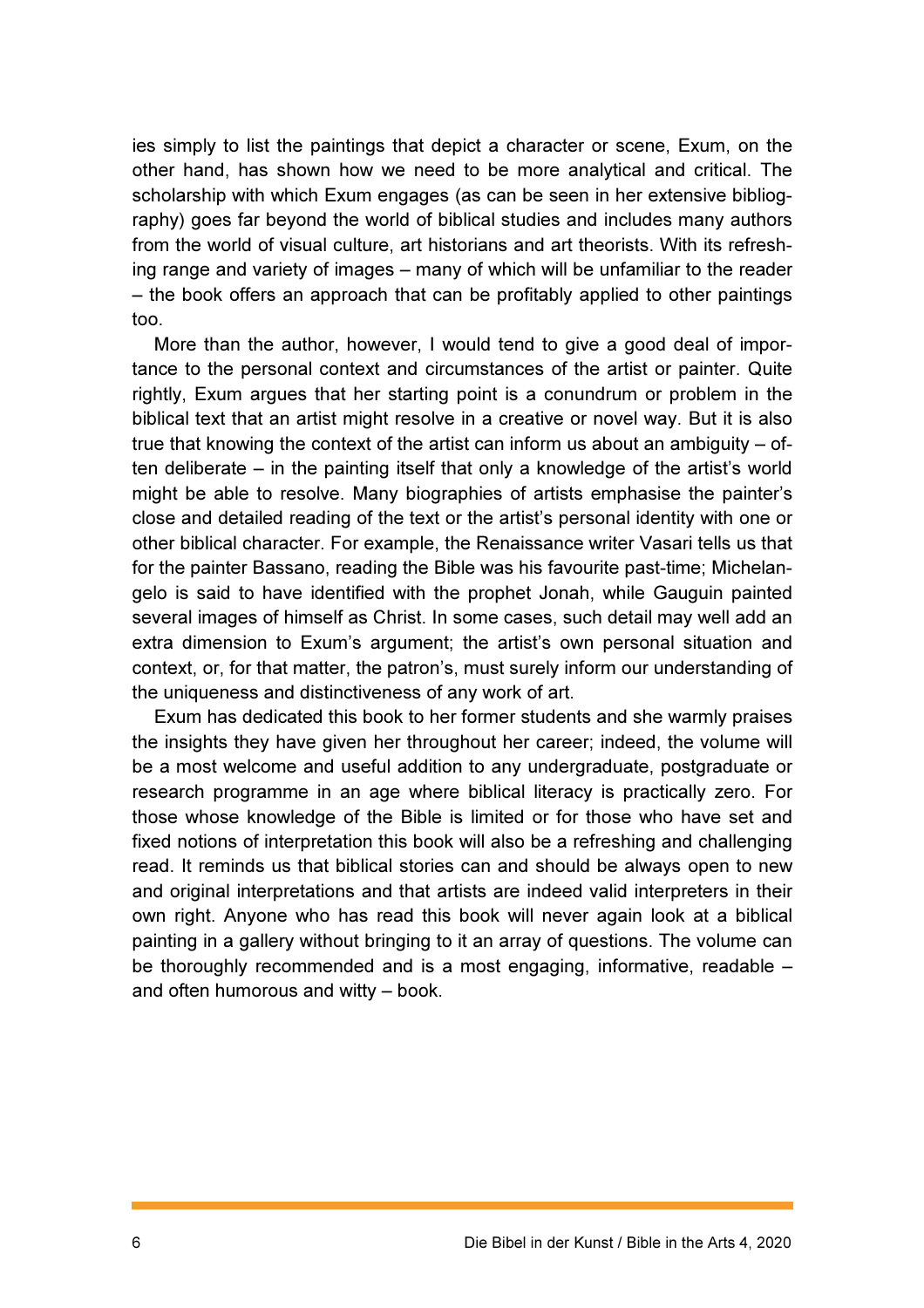ies simply to list the paintings that depict a character or scene, Exum, on the other hand, has shown how we need to be more analytical and critical. The scholarship with which Exum engages (as can be seen in her extensive bibliography) goes far beyond the world of biblical studies and includes many authors from the world of visual culture, art historians and art theorists. With its refreshing range and variety of images – many of which will be unfamiliar to the reader – the book offers an approach that can be profitably applied to other paintings too.

More than the author, however, I would tend to give a good deal of importance to the personal context and circumstances of the artist or painter. Quite rightly, Exum argues that her starting point is a conundrum or problem in the biblical text that an artist might resolve in a creative or novel way. But it is also true that knowing the context of the artist can inform us about an ambiguity – often deliberate – in the painting itself that only a knowledge of the artist's world might be able to resolve. Many biographies of artists emphasise the painter's close and detailed reading of the text or the artist's personal identity with one or other biblical character. For example, the Renaissance writer Vasari tells us that for the painter Bassano, reading the Bible was his favourite past-time; Michelangelo is said to have identified with the prophet Jonah, while Gauguin painted several images of himself as Christ. In some cases, such detail may well add an extra dimension to Exum's argument; the artist's own personal situation and context, or, for that matter, the patron's, must surely inform our understanding of the uniqueness and distinctiveness of any work of art.

Exum has dedicated this book to her former students and she warmly praises the insights they have given her throughout her career; indeed, the volume will be a most welcome and useful addition to any undergraduate, postgraduate or research programme in an age where biblical literacy is practically zero. For those whose knowledge of the Bible is limited or for those who have set and fixed notions of interpretation this book will also be a refreshing and challenging read. It reminds us that biblical stories can and should be always open to new and original interpretations and that artists are indeed valid interpreters in their own right. Anyone who has read this book will never again look at a biblical painting in a gallery without bringing to it an array of questions. The volume can be thoroughly recommended and is a most engaging, informative, readable – and often humorous and witty – book.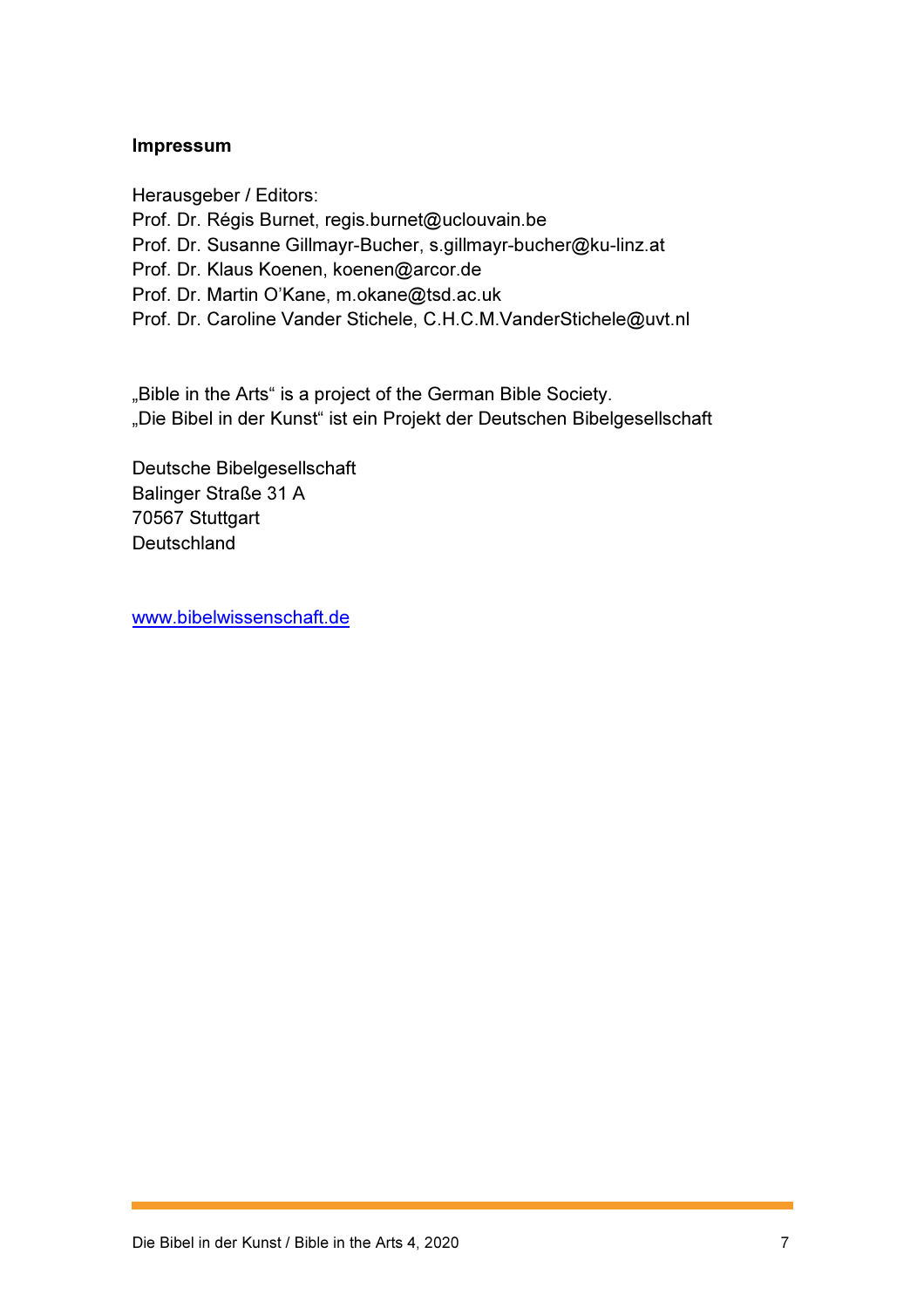**Impressum**

Herausgeber / Editors:
Prof. Dr. Régis Burnet, regis.burnet@uclouvain.be
Prof. Dr. Susanne Gillmayr-Bucher, s.gillmayr-bucher@ku-linz.at
Prof. Dr. Klaus Koenen, koenen@arcor.de
Prof. Dr. Martin O'Kane, m.okane@tsd.ac.uk
Prof. Dr. Caroline Vander Stichele, C.H.C.M.VanderStichele@uvt.nl

„Bible in the Arts" is a project of the German Bible Society.
„Die Bibel in der Kunst" ist ein Projekt der Deutschen Bibelgesellschaft

Deutsche Bibelgesellschaft
Balinger Straße 31 A
70567 Stuttgart
Deutschland

www.bibelwissenschaft.de